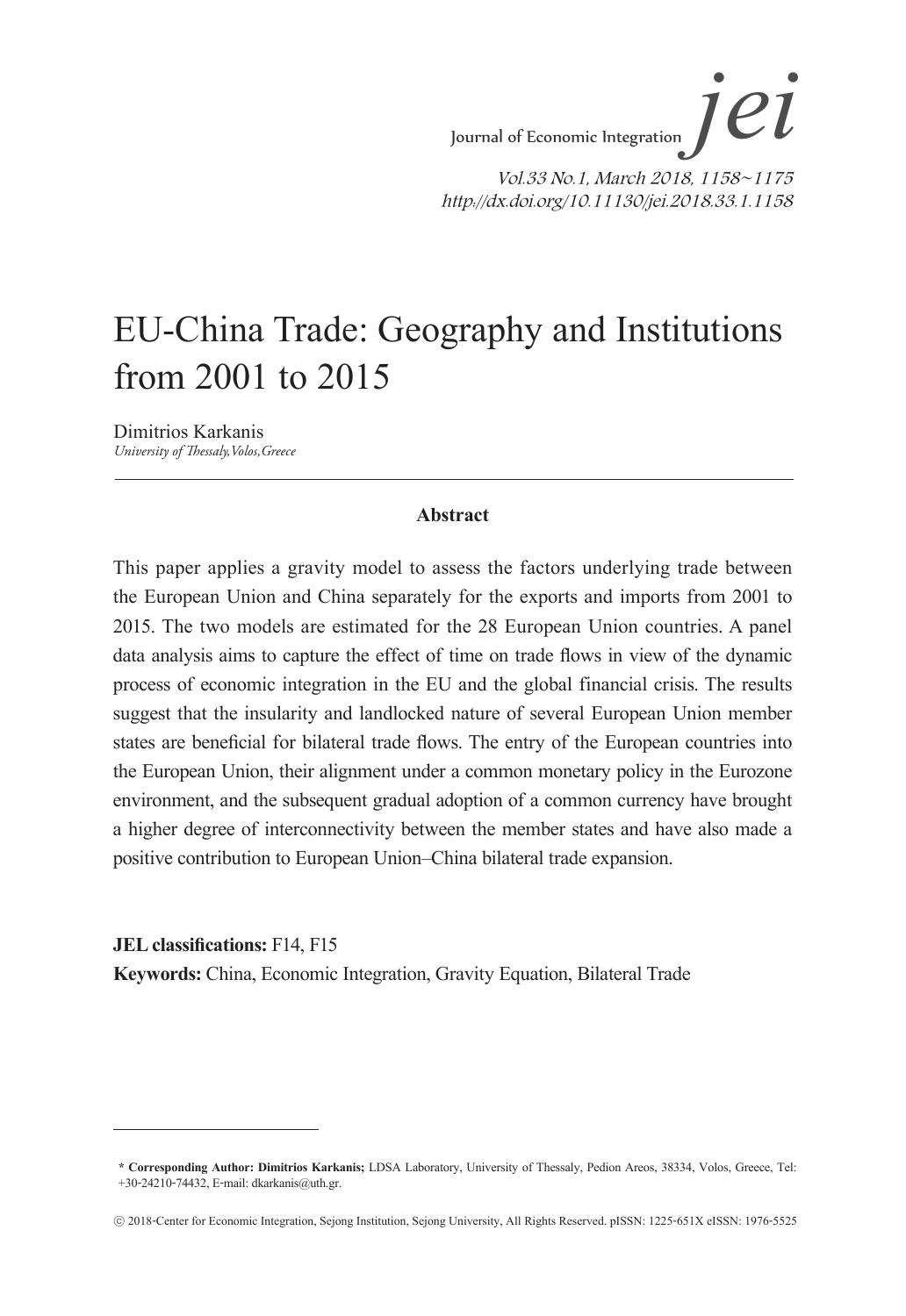# EU-China Trade: Geography and Institutions from 2001 to 2015

Dimitrios Karkanis

*University of Thessaly, Volos, Greece*

## Abstract

This paper applies a gravity model to assess the factors underlying trade between the European Union and China separately for the exports and imports from 2001 to 2015. The two models are estimated for the 28 European Union countries. A panel data analysis aims to capture the effect of time on trade flows in view of the dynamic process of economic integration in the EU and the global financial crisis. The results suggest that the insularity and landlocked nature of several European Union member states are beneficial for bilateral trade flows. The entry of the European countries into the European Union, their alignment under a common monetary policy in the Eurozone environment, and the subsequent gradual adoption of a common currency have brought a higher degree of interconnectivity between the member states and have also made a positive contribution to European Union–China bilateral trade expansion.

**JEL classifications:** F14, F15

**Keywords:** China, Economic Integration, Gravity Equation, Bilateral Trade

---

**\* Corresponding Author: Dimitrios Karkanis;** LDSA Laboratory, University of Thessaly, Pedion Areos, 38334, Volos, Greece, Tel: +30-24210-74432, E-mail: dkarkanis@uth.gr.

ⓒ 2018-Center for Economic Integration, Sejong Institution, Sejong University, All Rights Reserved. pISSN: 1225-651X eISSN: 1976-5525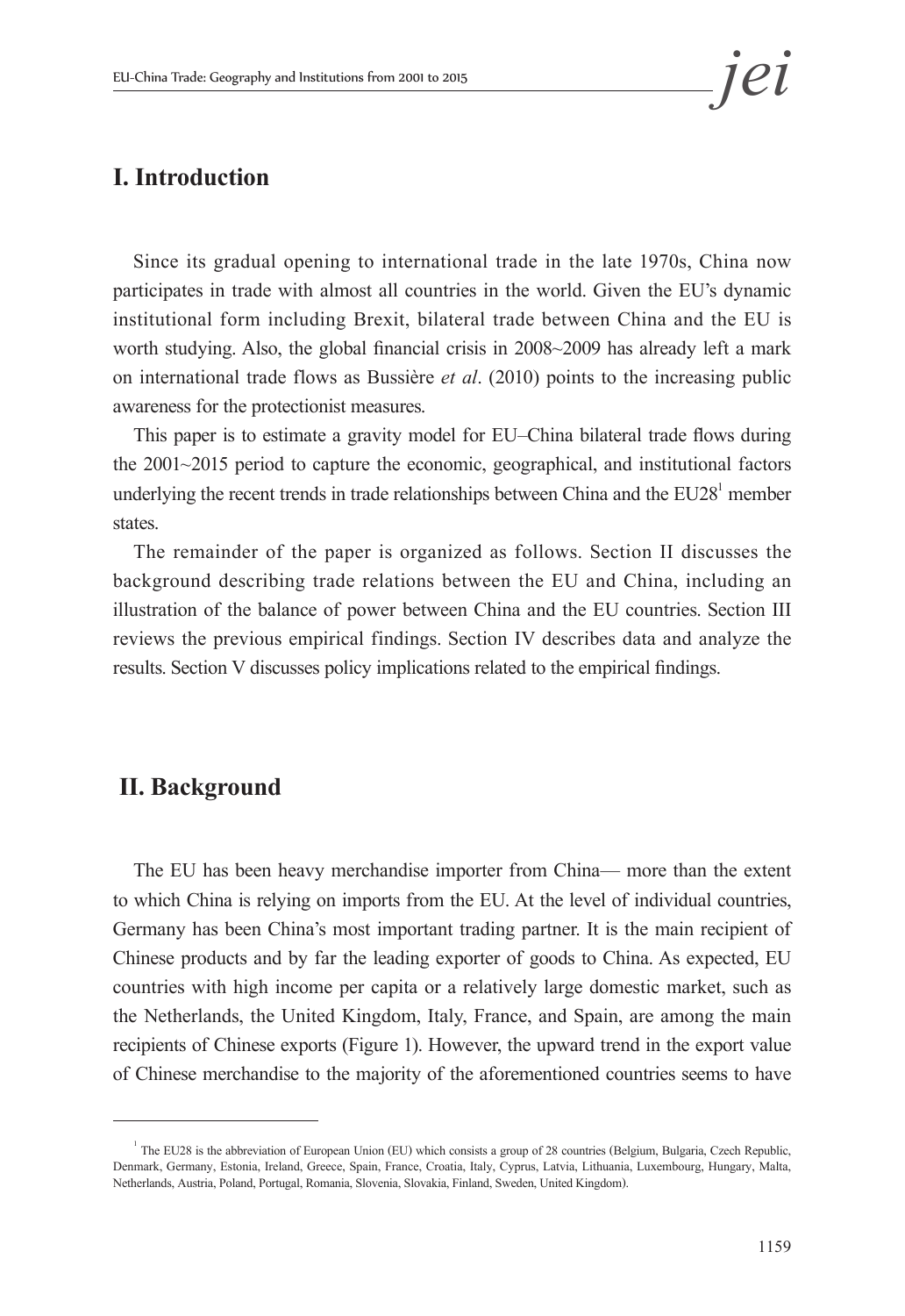## I. Introduction

Since its gradual opening to international trade in the late 1970s, China now participates in trade with almost all countries in the world. Given the EU's dynamic institutional form including Brexit, bilateral trade between China and the EU is worth studying. Also, the global financial crisis in 2008~2009 has already left a mark on international trade flows as Bussière *et al*. (2010) points to the increasing public awareness for the protectionist measures.

This paper is to estimate a gravity model for EU–China bilateral trade flows during the 2001~2015 period to capture the economic, geographical, and institutional factors underlying the recent trends in trade relationships between China and the EU28[1] member states.

The remainder of the paper is organized as follows. Section II discusses the background describing trade relations between the EU and China, including an illustration of the balance of power between China and the EU countries. Section III reviews the previous empirical findings. Section IV describes data and analyze the results. Section V discusses policy implications related to the empirical findings.

## II. Background

The EU has been heavy merchandise importer from China— more than the extent to which China is relying on imports from the EU. At the level of individual countries, Germany has been China's most important trading partner. It is the main recipient of Chinese products and by far the leading exporter of goods to China. As expected, EU countries with high income per capita or a relatively large domestic market, such as the Netherlands, the United Kingdom, Italy, France, and Spain, are among the main recipients of Chinese exports (Figure 1). However, the upward trend in the export value of Chinese merchandise to the majority of the aforementioned countries seems to have

[1] The EU28 is the abbreviation of European Union (EU) which consists a group of 28 countries (Belgium, Bulgaria, Czech Republic, Denmark, Germany, Estonia, Ireland, Greece, Spain, France, Croatia, Italy, Cyprus, Latvia, Lithuania, Luxembourg, Hungary, Malta, Netherlands, Austria, Poland, Portugal, Romania, Slovenia, Slovakia, Finland, Sweden, United Kingdom).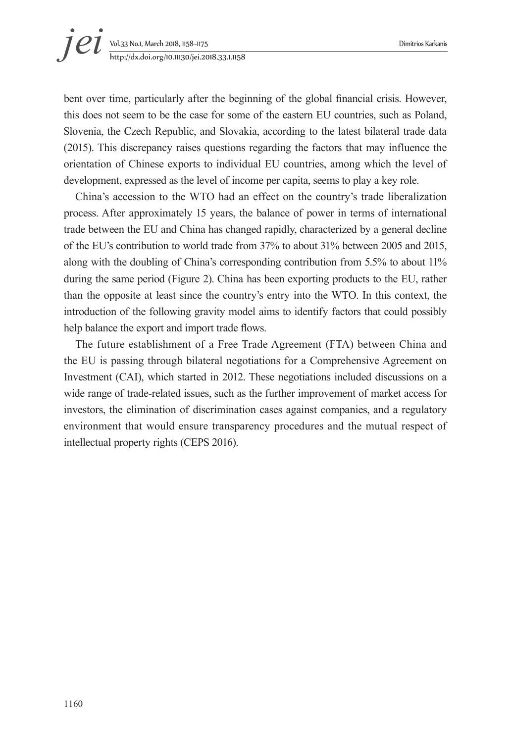bent over time, particularly after the beginning of the global financial crisis. However, this does not seem to be the case for some of the eastern EU countries, such as Poland, Slovenia, the Czech Republic, and Slovakia, according to the latest bilateral trade data (2015). This discrepancy raises questions regarding the factors that may influence the orientation of Chinese exports to individual EU countries, among which the level of development, expressed as the level of income per capita, seems to play a key role.

China's accession to the WTO had an effect on the country's trade liberalization process. After approximately 15 years, the balance of power in terms of international trade between the EU and China has changed rapidly, characterized by a general decline of the EU's contribution to world trade from 37% to about 31% between 2005 and 2015, along with the doubling of China's corresponding contribution from 5.5% to about 11% during the same period (Figure 2). China has been exporting products to the EU, rather than the opposite at least since the country's entry into the WTO. In this context, the introduction of the following gravity model aims to identify factors that could possibly help balance the export and import trade flows.

The future establishment of a Free Trade Agreement (FTA) between China and the EU is passing through bilateral negotiations for a Comprehensive Agreement on Investment (CAI), which started in 2012. These negotiations included discussions on a wide range of trade-related issues, such as the further improvement of market access for investors, the elimination of discrimination cases against companies, and a regulatory environment that would ensure transparency procedures and the mutual respect of intellectual property rights (CEPS 2016).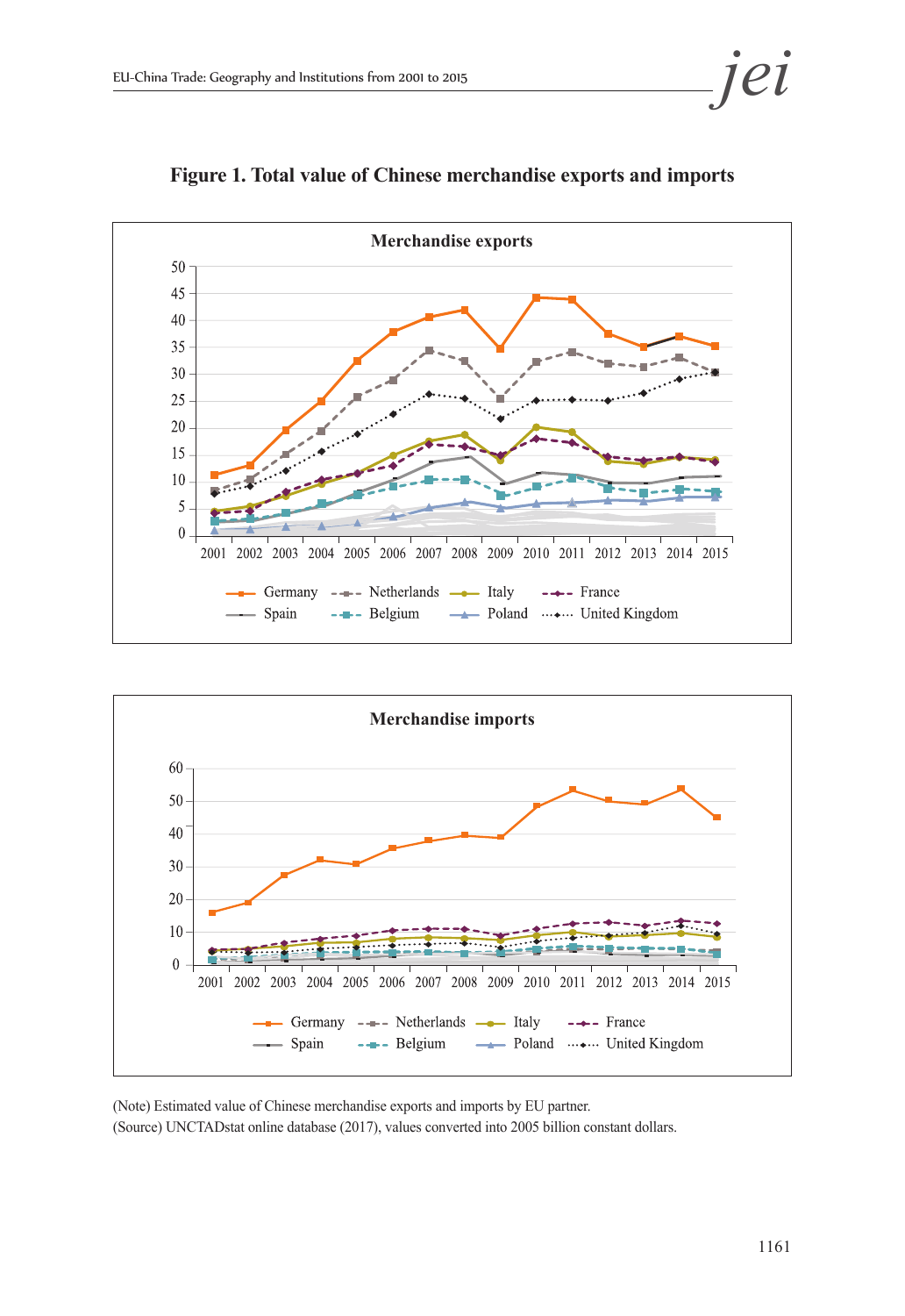**Figure 1. Total value of Chinese merchandise exports and imports**

Merchandise exports

Merchandise imports

(Note) Estimated value of Chinese merchandise exports and imports by EU partner.
(Source) UNCTADstat online database (2017), values converted into 2005 billion constant dollars.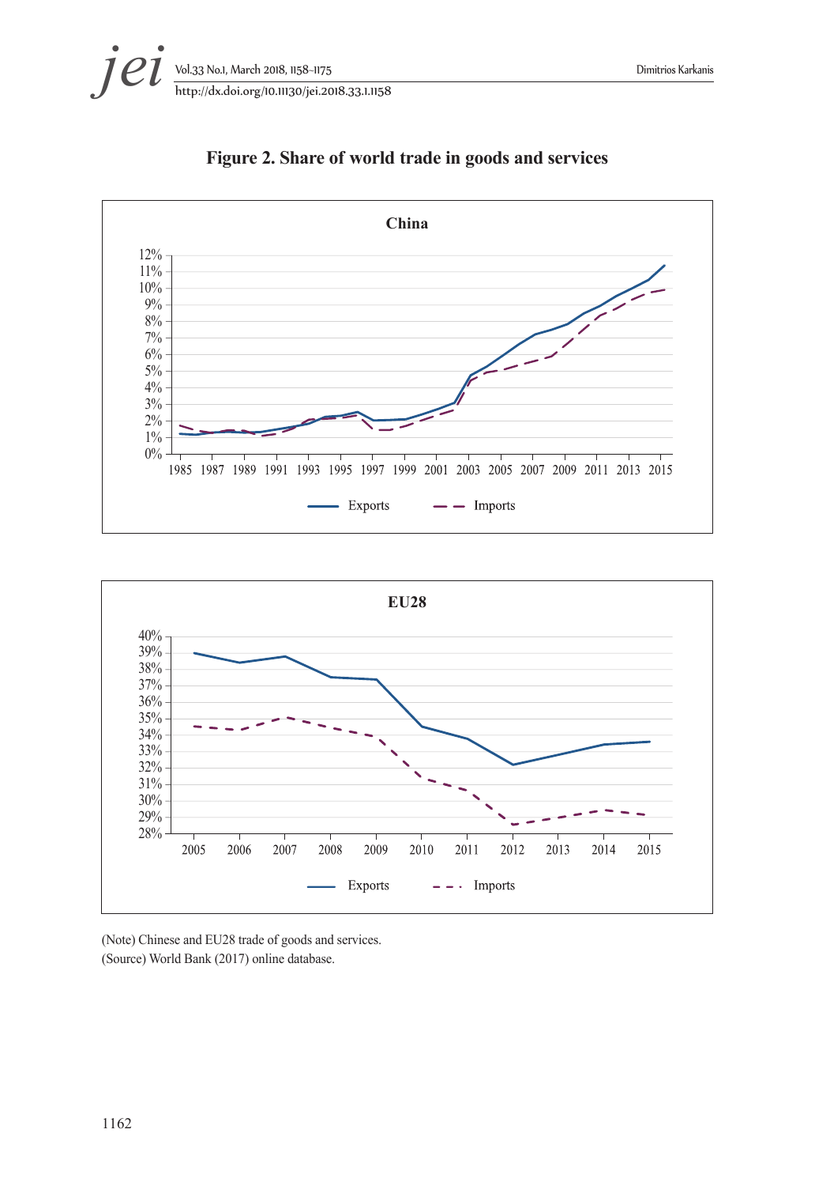**Figure 2. Share of world trade in goods and services**

(Note) Chinese and EU28 trade of goods and services.

(Source) World Bank (2017) online database.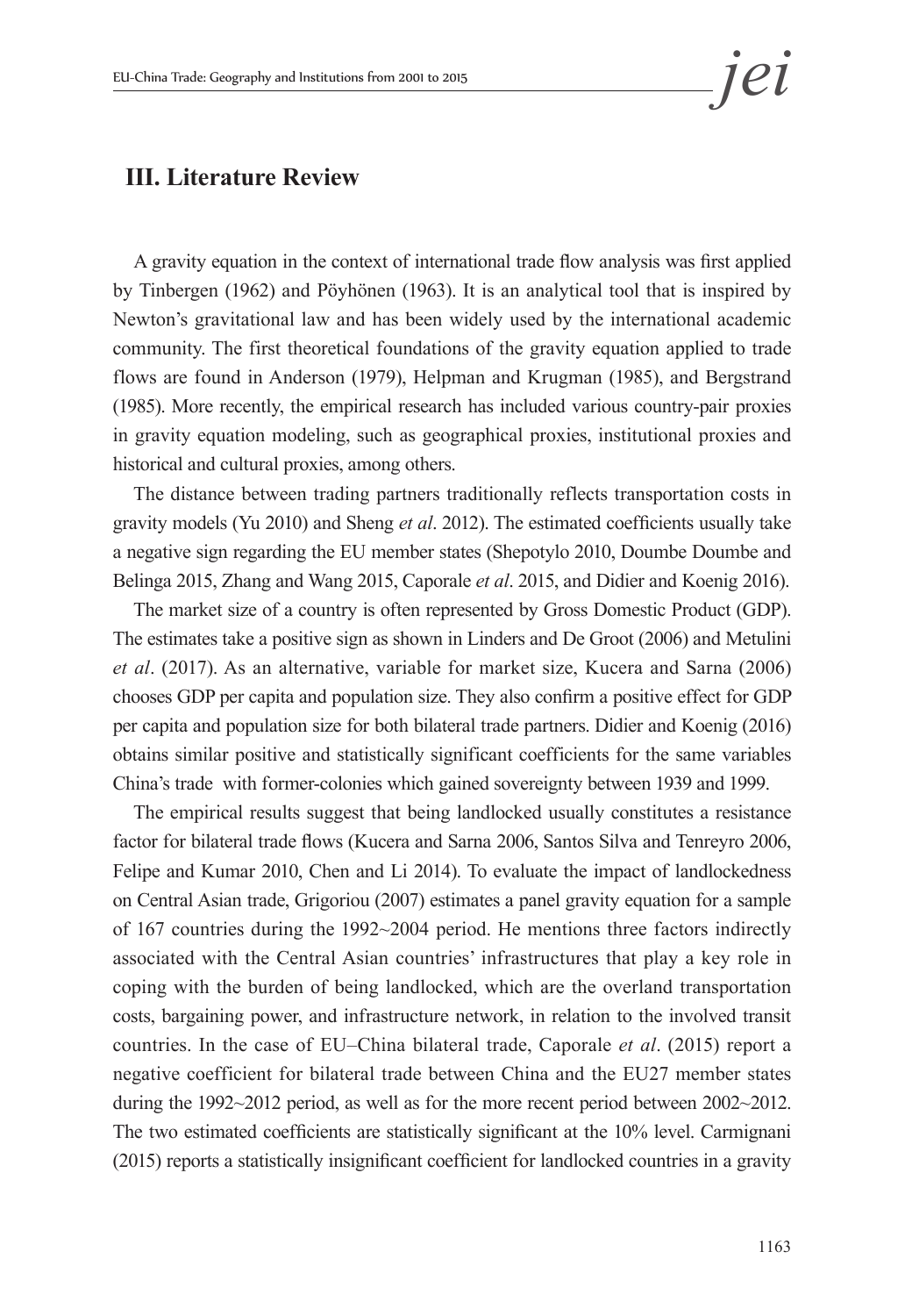## III. Literature Review

A gravity equation in the context of international trade flow analysis was first applied by Tinbergen (1962) and Pöyhönen (1963). It is an analytical tool that is inspired by Newton's gravitational law and has been widely used by the international academic community. The first theoretical foundations of the gravity equation applied to trade flows are found in Anderson (1979), Helpman and Krugman (1985), and Bergstrand (1985). More recently, the empirical research has included various country-pair proxies in gravity equation modeling, such as geographical proxies, institutional proxies and historical and cultural proxies, among others.

The distance between trading partners traditionally reflects transportation costs in gravity models (Yu 2010) and Sheng *et al*. 2012). The estimated coefficients usually take a negative sign regarding the EU member states (Shepotylo 2010, Doumbe Doumbe and Belinga 2015, Zhang and Wang 2015, Caporale *et al*. 2015, and Didier and Koenig 2016).

The market size of a country is often represented by Gross Domestic Product (GDP). The estimates take a positive sign as shown in Linders and De Groot (2006) and Metulini *et al*. (2017). As an alternative, variable for market size, Kucera and Sarna (2006) chooses GDP per capita and population size. They also confirm a positive effect for GDP per capita and population size for both bilateral trade partners. Didier and Koenig (2016) obtains similar positive and statistically significant coefficients for the same variables China's trade with former-colonies which gained sovereignty between 1939 and 1999.

The empirical results suggest that being landlocked usually constitutes a resistance factor for bilateral trade flows (Kucera and Sarna 2006, Santos Silva and Tenreyro 2006, Felipe and Kumar 2010, Chen and Li 2014). To evaluate the impact of landlockedness on Central Asian trade, Grigoriou (2007) estimates a panel gravity equation for a sample of 167 countries during the 1992~2004 period. He mentions three factors indirectly associated with the Central Asian countries' infrastructures that play a key role in coping with the burden of being landlocked, which are the overland transportation costs, bargaining power, and infrastructure network, in relation to the involved transit countries. In the case of EU–China bilateral trade, Caporale *et al*. (2015) report a negative coefficient for bilateral trade between China and the EU27 member states during the 1992~2012 period, as well as for the more recent period between 2002~2012. The two estimated coefficients are statistically significant at the 10% level. Carmignani (2015) reports a statistically insignificant coefficient for landlocked countries in a gravity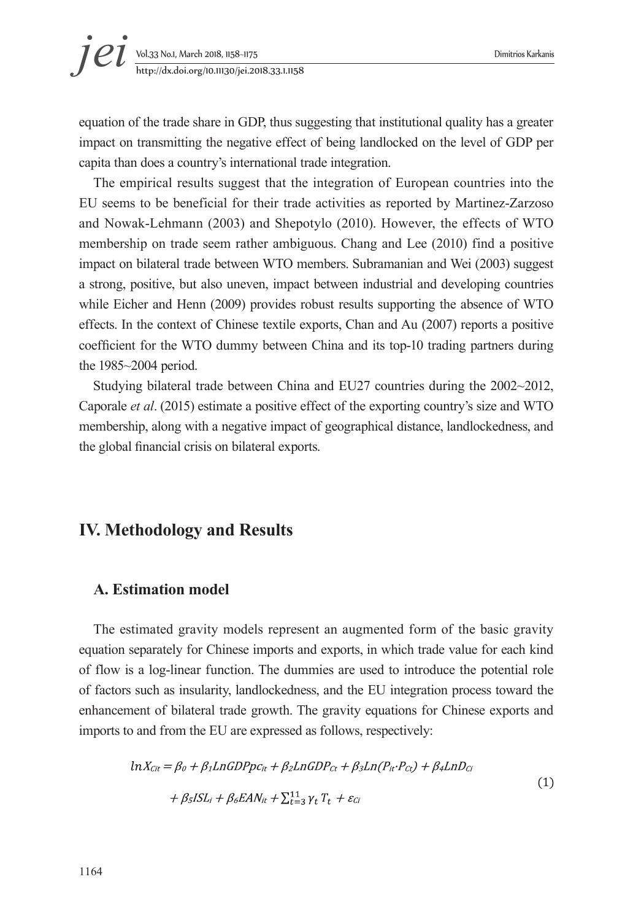equation of the trade share in GDP, thus suggesting that institutional quality has a greater impact on transmitting the negative effect of being landlocked on the level of GDP per capita than does a country's international trade integration.

The empirical results suggest that the integration of European countries into the EU seems to be beneficial for their trade activities as reported by Martinez-Zarzoso and Nowak-Lehmann (2003) and Shepotylo (2010). However, the effects of WTO membership on trade seem rather ambiguous. Chang and Lee (2010) find a positive impact on bilateral trade between WTO members. Subramanian and Wei (2003) suggest a strong, positive, but also uneven, impact between industrial and developing countries while Eicher and Henn (2009) provides robust results supporting the absence of WTO effects. In the context of Chinese textile exports, Chan and Au (2007) reports a positive coefficient for the WTO dummy between China and its top-10 trading partners during the 1985~2004 period.

Studying bilateral trade between China and EU27 countries during the 2002~2012, Caporale *et al*. (2015) estimate a positive effect of the exporting country's size and WTO membership, along with a negative impact of geographical distance, landlockedness, and the global financial crisis on bilateral exports.

## IV. Methodology and Results

### A. Estimation model

The estimated gravity models represent an augmented form of the basic gravity equation separately for Chinese imports and exports, in which trade value for each kind of flow is a log-linear function. The dummies are used to introduce the potential role of factors such as insularity, landlockedness, and the EU integration process toward the enhancement of bilateral trade growth. The gravity equations for Chinese exports and imports to and from the EU are expressed as follows, respectively:

$$lnX_{Cit} = \beta_0 + \beta_1 LnGDPpc_{it} + \beta_2 LnGDP_{Ct} + \beta_3 Ln(P_{it} \cdot P_{Ct}) + \beta_4 LnD_{Ci} + \beta_5 ISL_i + \beta_6 EAN_{it} + \sum_{t=3}^{11} \gamma_t T_t + \varepsilon_{Ci} \tag{1}$$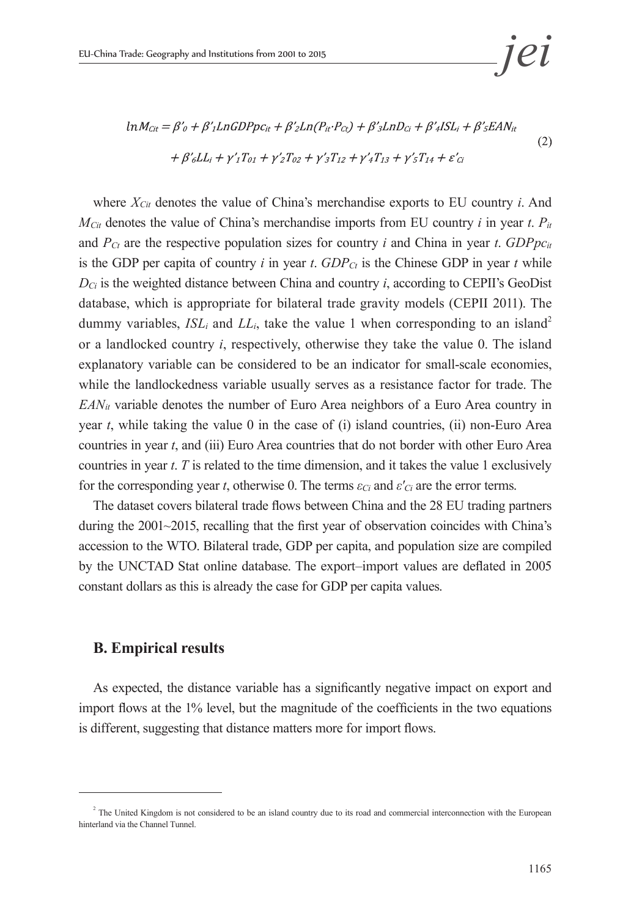$$lnM_{Cit} = \beta'_0 + \beta'_1 LnGDPpc_{it} + \beta'_2 Ln(P_{it} \cdot P_{Ct}) + \beta'_3 LnD_{Ci} + \beta'_4 ISL_i + \beta'_5 EAN_{it} + \beta'_6 LL_i + \gamma'_1 T_{01} + \gamma'_2 T_{02} + \gamma'_3 T_{12} + \gamma'_4 T_{13} + \gamma'_5 T_{14} + \varepsilon'_{Ci} \quad (2)$$

where $X_{Cit}$ denotes the value of China's merchandise exports to EU country $i$. And $M_{Cit}$ denotes the value of China's merchandise imports from EU country $i$ in year $t$. $P_{it}$ and $P_{Ct}$ are the respective population sizes for country $i$ and China in year $t$. $GDPpc_{it}$ is the GDP per capita of country $i$ in year $t$. $GDP_{Ct}$ is the Chinese GDP in year $t$ while $D_{Ci}$ is the weighted distance between China and country $i$, according to CEPII's GeoDist database, which is appropriate for bilateral trade gravity models (CEPII 2011). The dummy variables, $ISL_i$ and $LL_i$, take the value 1 when corresponding to an island[2] or a landlocked country $i$, respectively, otherwise they take the value 0. The island explanatory variable can be considered to be an indicator for small-scale economies, while the landlockedness variable usually serves as a resistance factor for trade. The $EAN_{it}$ variable denotes the number of Euro Area neighbors of a Euro Area country in year $t$, while taking the value 0 in the case of (i) island countries, (ii) non-Euro Area countries in year $t$, and (iii) Euro Area countries that do not border with other Euro Area countries in year $t$. $T$ is related to the time dimension, and it takes the value 1 exclusively for the corresponding year $t$, otherwise 0. The terms $\varepsilon_{Ci}$ and $\varepsilon'_{Ci}$ are the error terms.

The dataset covers bilateral trade flows between China and the 28 EU trading partners during the 2001~2015, recalling that the first year of observation coincides with China's accession to the WTO. Bilateral trade, GDP per capita, and population size are compiled by the UNCTAD Stat online database. The export–import values are deflated in 2005 constant dollars as this is already the case for GDP per capita values.

### B. Empirical results

As expected, the distance variable has a significantly negative impact on export and import flows at the 1% level, but the magnitude of the coefficients in the two equations is different, suggesting that distance matters more for import flows.

---

[2] The United Kingdom is not considered to be an island country due to its road and commercial interconnection with the European hinterland via the Channel Tunnel.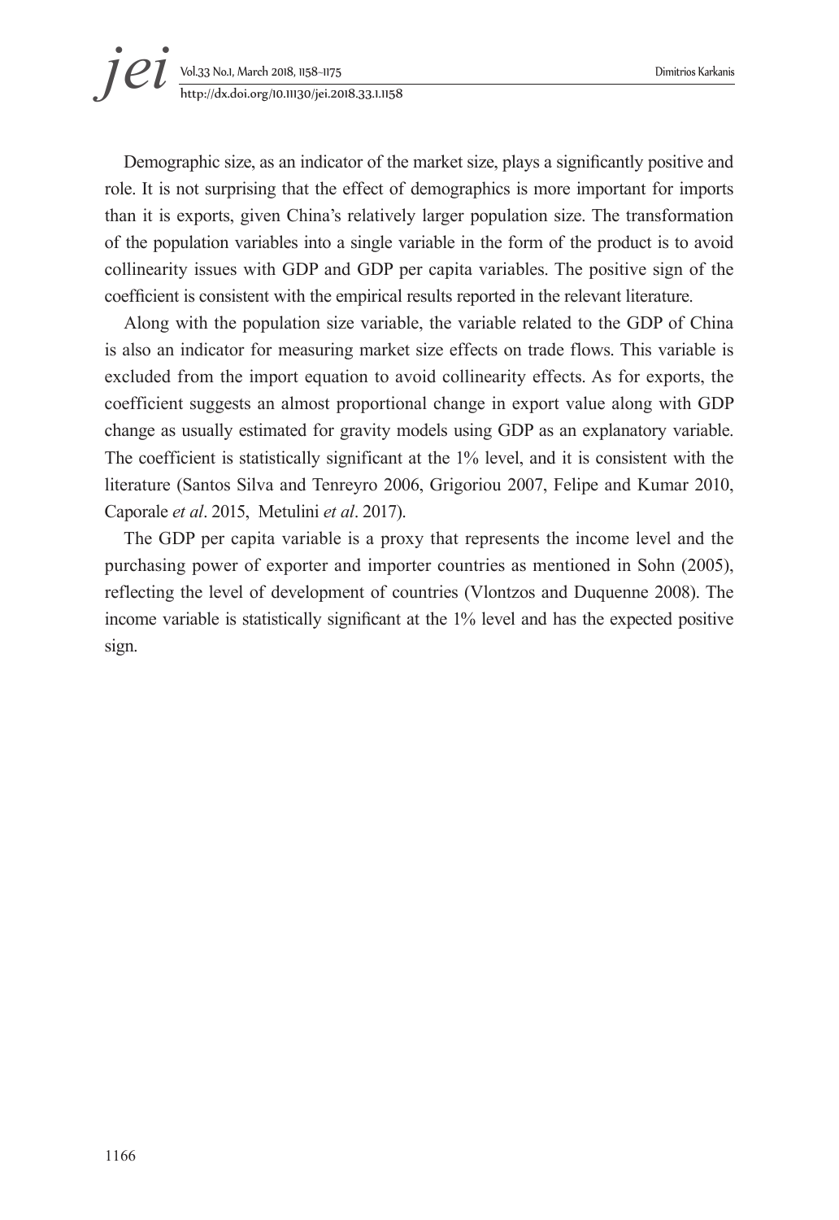Demographic size, as an indicator of the market size, plays a significantly positive and role. It is not surprising that the effect of demographics is more important for imports than it is exports, given China's relatively larger population size. The transformation of the population variables into a single variable in the form of the product is to avoid collinearity issues with GDP and GDP per capita variables. The positive sign of the coefficient is consistent with the empirical results reported in the relevant literature.

Along with the population size variable, the variable related to the GDP of China is also an indicator for measuring market size effects on trade flows. This variable is excluded from the import equation to avoid collinearity effects. As for exports, the coefficient suggests an almost proportional change in export value along with GDP change as usually estimated for gravity models using GDP as an explanatory variable. The coefficient is statistically significant at the 1% level, and it is consistent with the literature (Santos Silva and Tenreyro 2006, Grigoriou 2007, Felipe and Kumar 2010, Caporale *et al*. 2015, Metulini *et al*. 2017).

The GDP per capita variable is a proxy that represents the income level and the purchasing power of exporter and importer countries as mentioned in Sohn (2005), reflecting the level of development of countries (Vlontzos and Duquenne 2008). The income variable is statistically significant at the 1% level and has the expected positive sign.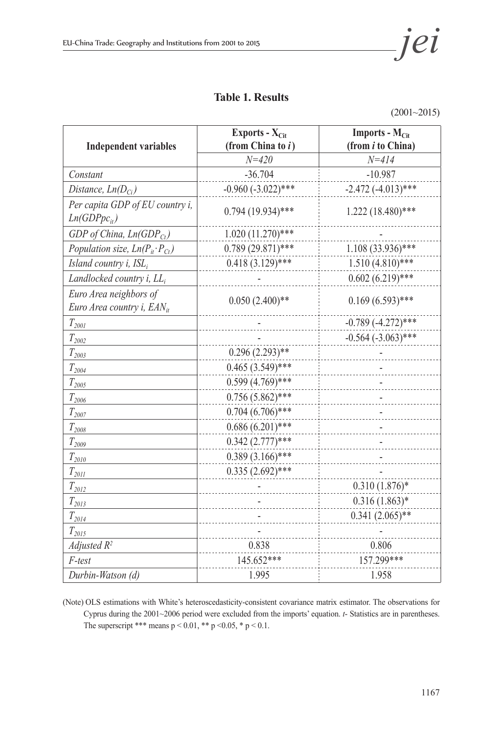**Table 1. Results**

(2001~2015)

| Independent variables | Exports - $X_{Cit}$ (from China to *i*) | Imports - $M_{Cit}$ (from *i* to China) |
|---|---|---|
| | *N=420* | *N=414* |
| *Constant* | -36.704 | -10.987 |
| *Distance, $Ln(D_{Ci})$* | -0.960 (-3.022)*** | -2.472 (-4.013)*** |
| *Per capita GDP of EU country i, $Ln(GDPpc_{it})$* | 0.794 (19.934)*** | 1.222 (18.480)*** |
| *GDP of China, $Ln(GDP_{Ct})$* | 1.020 (11.270)*** | - |
| *Population size, $Ln(P_{it} \cdot P_{Ct})$* | 0.789 (29.871)*** | 1.108 (33.936)*** |
| *Island country i, $ISL_i$* | 0.418 (3.129)*** | 1.510 (4.810)*** |
| *Landlocked country i, $LL_i$* | - | 0.602 (6.219)*** |
| *Euro Area neighbors of Euro Area country i, $EAN_{it}$* | 0.050 (2.400)** | 0.169 (6.593)*** |
| $T_{2001}$ | - | -0.789 (-4.272)*** |
| $T_{2002}$ | - | -0.564 (-3.063)*** |
| $T_{2003}$ | 0.296 (2.293)** | - |
| $T_{2004}$ | 0.465 (3.549)*** | - |
| $T_{2005}$ | 0.599 (4.769)*** | - |
| $T_{2006}$ | 0.756 (5.862)*** | - |
| $T_{2007}$ | 0.704 (6.706)*** | - |
| $T_{2008}$ | 0.686 (6.201)*** | - |
| $T_{2009}$ | 0.342 (2.777)*** | - |
| $T_{2010}$ | 0.389 (3.166)*** | - |
| $T_{2011}$ | 0.335 (2.692)*** | - |
| $T_{2012}$ | - | 0.310 (1.876)* |
| $T_{2013}$ | - | 0.316 (1.863)* |
| $T_{2014}$ | - | 0.341 (2.065)** |
| $T_{2015}$ | - | - |
| *Adjusted $R^2$* | 0.838 | 0.806 |
| *F-test* | 145.652*** | 157.299*** |
| *Durbin-Watson (d)* | 1.995 | 1.958 |

(Note) OLS estimations with White's heteroscedasticity-consistent covariance matrix estimator. The observations for Cyprus during the 2001~2006 period were excluded from the imports' equation. *t*- Statistics are in parentheses. The superscript *** means $p < 0.01$, ** $p < 0.05$, * $p < 0.1$.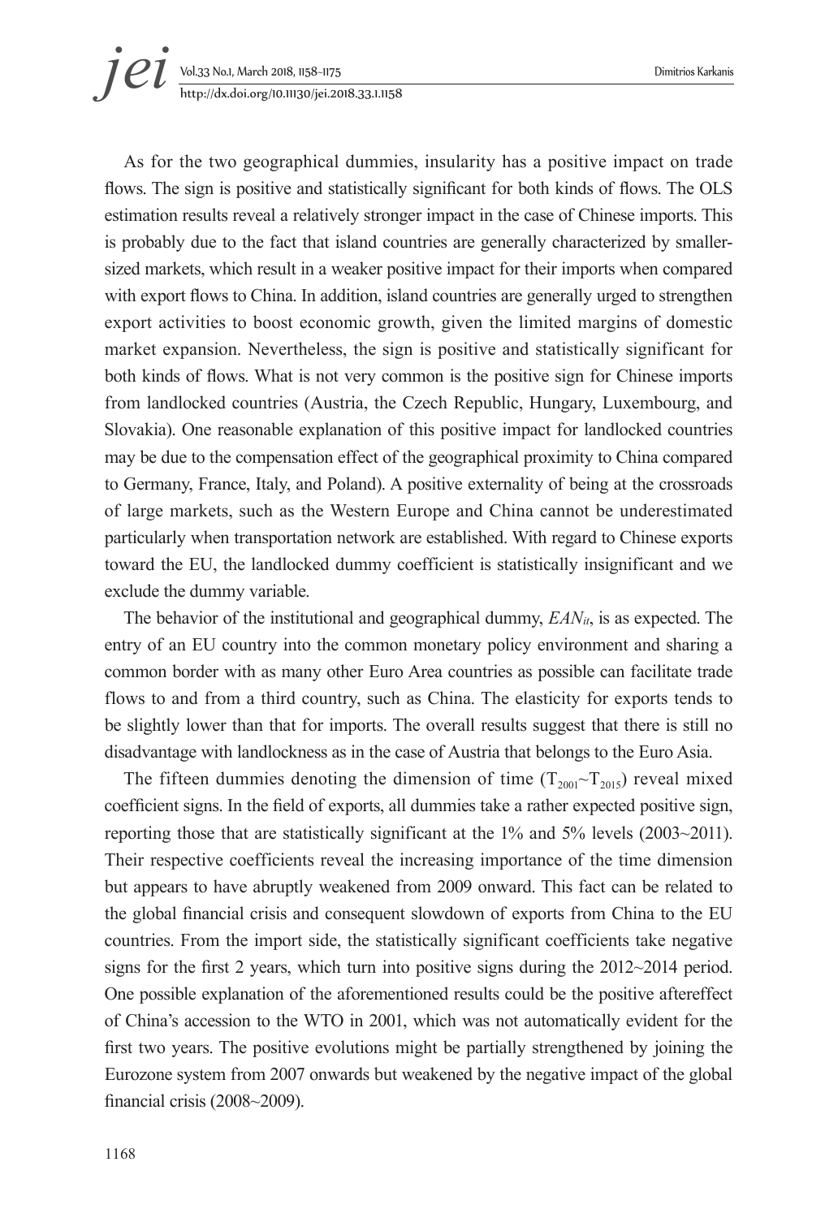As for the two geographical dummies, insularity has a positive impact on trade flows. The sign is positive and statistically significant for both kinds of flows. The OLS estimation results reveal a relatively stronger impact in the case of Chinese imports. This is probably due to the fact that island countries are generally characterized by smaller-sized markets, which result in a weaker positive impact for their imports when compared with export flows to China. In addition, island countries are generally urged to strengthen export activities to boost economic growth, given the limited margins of domestic market expansion. Nevertheless, the sign is positive and statistically significant for both kinds of flows. What is not very common is the positive sign for Chinese imports from landlocked countries (Austria, the Czech Republic, Hungary, Luxembourg, and Slovakia). One reasonable explanation of this positive impact for landlocked countries may be due to the compensation effect of the geographical proximity to China compared to Germany, France, Italy, and Poland). A positive externality of being at the crossroads of large markets, such as the Western Europe and China cannot be underestimated particularly when transportation network are established. With regard to Chinese exports toward the EU, the landlocked dummy coefficient is statistically insignificant and we exclude the dummy variable.

The behavior of the institutional and geographical dummy, $EAN_{it}$, is as expected. The entry of an EU country into the common monetary policy environment and sharing a common border with as many other Euro Area countries as possible can facilitate trade flows to and from a third country, such as China. The elasticity for exports tends to be slightly lower than that for imports. The overall results suggest that there is still no disadvantage with landlockness as in the case of Austria that belongs to the Euro Asia.

The fifteen dummies denoting the dimension of time ($T_{2001}$~$T_{2015}$) reveal mixed coefficient signs. In the field of exports, all dummies take a rather expected positive sign, reporting those that are statistically significant at the 1% and 5% levels (2003~2011). Their respective coefficients reveal the increasing importance of the time dimension but appears to have abruptly weakened from 2009 onward. This fact can be related to the global financial crisis and consequent slowdown of exports from China to the EU countries. From the import side, the statistically significant coefficients take negative signs for the first 2 years, which turn into positive signs during the 2012~2014 period. One possible explanation of the aforementioned results could be the positive aftereffect of China's accession to the WTO in 2001, which was not automatically evident for the first two years. The positive evolutions might be partially strengthened by joining the Eurozone system from 2007 onwards but weakened by the negative impact of the global financial crisis (2008~2009).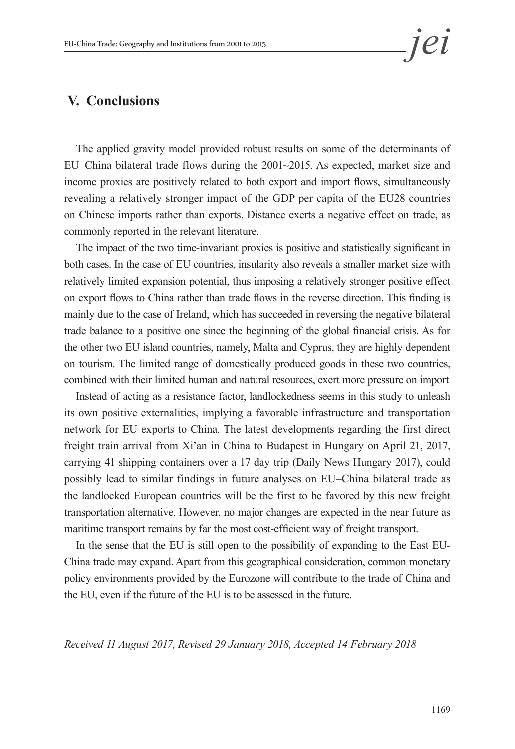## V. Conclusions

The applied gravity model provided robust results on some of the determinants of EU–China bilateral trade flows during the 2001~2015. As expected, market size and income proxies are positively related to both export and import flows, simultaneously revealing a relatively stronger impact of the GDP per capita of the EU28 countries on Chinese imports rather than exports. Distance exerts a negative effect on trade, as commonly reported in the relevant literature.

The impact of the two time-invariant proxies is positive and statistically significant in both cases. In the case of EU countries, insularity also reveals a smaller market size with relatively limited expansion potential, thus imposing a relatively stronger positive effect on export flows to China rather than trade flows in the reverse direction. This finding is mainly due to the case of Ireland, which has succeeded in reversing the negative bilateral trade balance to a positive one since the beginning of the global financial crisis. As for the other two EU island countries, namely, Malta and Cyprus, they are highly dependent on tourism. The limited range of domestically produced goods in these two countries, combined with their limited human and natural resources, exert more pressure on import

Instead of acting as a resistance factor, landlockedness seems in this study to unleash its own positive externalities, implying a favorable infrastructure and transportation network for EU exports to China. The latest developments regarding the first direct freight train arrival from Xi'an in China to Budapest in Hungary on April 21, 2017, carrying 41 shipping containers over a 17 day trip (Daily News Hungary 2017), could possibly lead to similar findings in future analyses on EU–China bilateral trade as the landlocked European countries will be the first to be favored by this new freight transportation alternative. However, no major changes are expected in the near future as maritime transport remains by far the most cost-efficient way of freight transport.

In the sense that the EU is still open to the possibility of expanding to the East EU-China trade may expand. Apart from this geographical consideration, common monetary policy environments provided by the Eurozone will contribute to the trade of China and the EU, even if the future of the EU is to be assessed in the future.

*Received 11 August 2017, Revised 29 January 2018, Accepted 14 February 2018*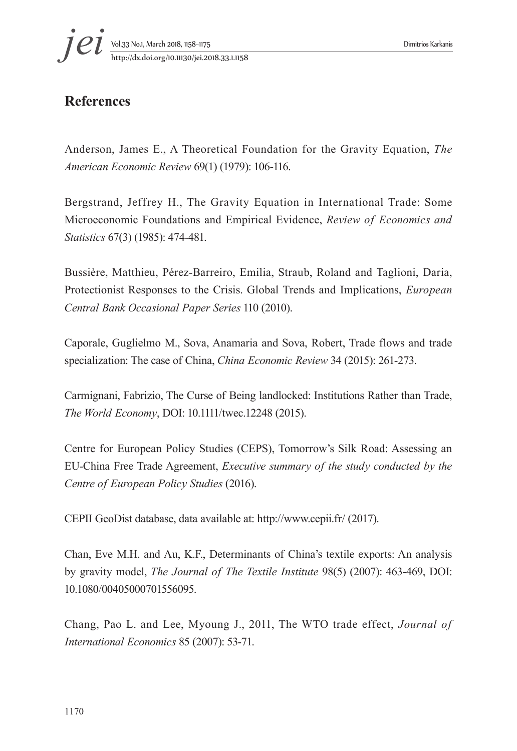## References

Anderson, James E., A Theoretical Foundation for the Gravity Equation, *The American Economic Review* 69(1) (1979): 106-116.

Bergstrand, Jeffrey H., The Gravity Equation in International Trade: Some Microeconomic Foundations and Empirical Evidence, *Review of Economics and Statistics* 67(3) (1985): 474-481.

Bussière, Matthieu, Pérez-Barreiro, Emilia, Straub, Roland and Taglioni, Daria, Protectionist Responses to the Crisis. Global Trends and Implications, *European Central Bank Occasional Paper Series* 110 (2010).

Caporale, Guglielmo M., Sova, Anamaria and Sova, Robert, Trade flows and trade specialization: The case of China, *China Economic Review* 34 (2015): 261-273.

Carmignani, Fabrizio, The Curse of Being landlocked: Institutions Rather than Trade, *The World Economy*, DOI: 10.1111/twec.12248 (2015).

Centre for European Policy Studies (CEPS), Tomorrow's Silk Road: Assessing an EU-China Free Trade Agreement, *Executive summary of the study conducted by the Centre of European Policy Studies* (2016).

CEPII GeoDist database, data available at: http://www.cepii.fr/ (2017).

Chan, Eve M.H. and Au, K.F., Determinants of China's textile exports: An analysis by gravity model, *The Journal of The Textile Institute* 98(5) (2007): 463-469, DOI: 10.1080/00405000701556095.

Chang, Pao L. and Lee, Myoung J., 2011, The WTO trade effect, *Journal of International Economics* 85 (2007): 53-71.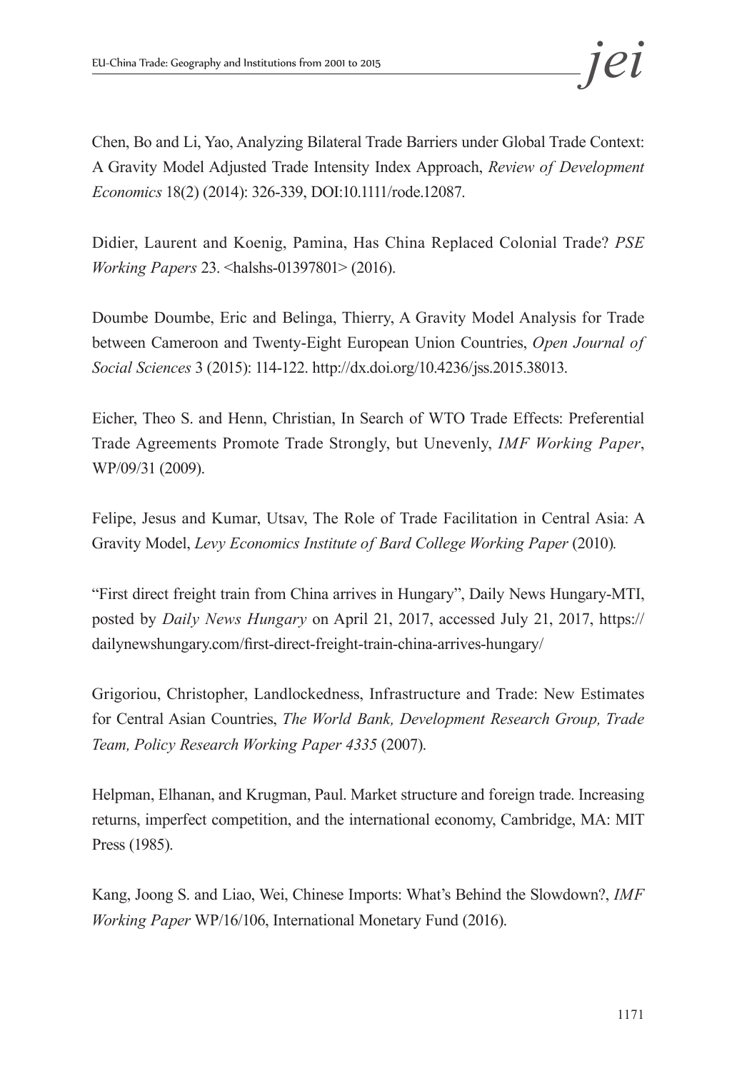Chen, Bo and Li, Yao, Analyzing Bilateral Trade Barriers under Global Trade Context: A Gravity Model Adjusted Trade Intensity Index Approach, *Review of Development Economics* 18(2) (2014): 326-339, DOI:10.1111/rode.12087.

Didier, Laurent and Koenig, Pamina, Has China Replaced Colonial Trade? *PSE Working Papers* 23. <halshs-01397801> (2016).

Doumbe Doumbe, Eric and Belinga, Thierry, A Gravity Model Analysis for Trade between Cameroon and Twenty-Eight European Union Countries, *Open Journal of Social Sciences* 3 (2015): 114-122. http://dx.doi.org/10.4236/jss.2015.38013.

Eicher, Theo S. and Henn, Christian, In Search of WTO Trade Effects: Preferential Trade Agreements Promote Trade Strongly, but Unevenly, *IMF Working Paper*, WP/09/31 (2009).

Felipe, Jesus and Kumar, Utsav, The Role of Trade Facilitation in Central Asia: A Gravity Model, *Levy Economics Institute of Bard College Working Paper* (2010).

"First direct freight train from China arrives in Hungary", Daily News Hungary-MTI, posted by *Daily News Hungary* on April 21, 2017, accessed July 21, 2017, https://dailynewshungary.com/first-direct-freight-train-china-arrives-hungary/

Grigoriou, Christopher, Landlockedness, Infrastructure and Trade: New Estimates for Central Asian Countries, *The World Bank, Development Research Group, Trade Team, Policy Research Working Paper 4335* (2007).

Helpman, Elhanan, and Krugman, Paul. Market structure and foreign trade. Increasing returns, imperfect competition, and the international economy, Cambridge, MA: MIT Press (1985).

Kang, Joong S. and Liao, Wei, Chinese Imports: What's Behind the Slowdown?, *IMF Working Paper* WP/16/106, International Monetary Fund (2016).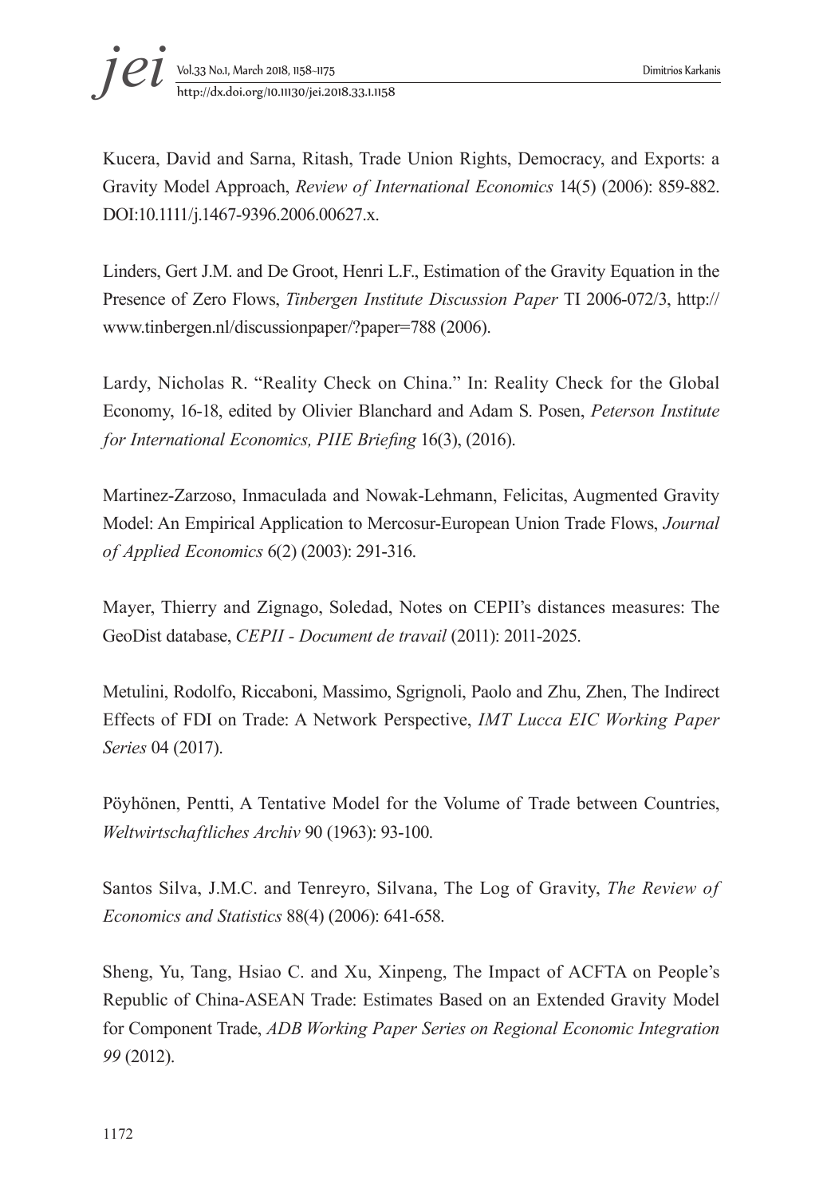Kucera, David and Sarna, Ritash, Trade Union Rights, Democracy, and Exports: a Gravity Model Approach, *Review of International Economics* 14(5) (2006): 859-882. DOI:10.1111/j.1467-9396.2006.00627.x.

Linders, Gert J.M. and De Groot, Henri L.F., Estimation of the Gravity Equation in the Presence of Zero Flows, *Tinbergen Institute Discussion Paper* TI 2006-072/3, http://www.tinbergen.nl/discussionpaper/?paper=788 (2006).

Lardy, Nicholas R. "Reality Check on China." In: Reality Check for the Global Economy, 16-18, edited by Olivier Blanchard and Adam S. Posen, *Peterson Institute for International Economics, PIIE Briefing* 16(3), (2016).

Martinez-Zarzoso, Inmaculada and Nowak-Lehmann, Felicitas, Augmented Gravity Model: An Empirical Application to Mercosur-European Union Trade Flows, *Journal of Applied Economics* 6(2) (2003): 291-316.

Mayer, Thierry and Zignago, Soledad, Notes on CEPII's distances measures: The GeoDist database, *CEPII - Document de travail* (2011): 2011-2025.

Metulini, Rodolfo, Riccaboni, Massimo, Sgrignoli, Paolo and Zhu, Zhen, The Indirect Effects of FDI on Trade: A Network Perspective, *IMT Lucca EIC Working Paper Series* 04 (2017).

Pöyhönen, Pentti, A Tentative Model for the Volume of Trade between Countries, *Weltwirtschaftliches Archiv* 90 (1963): 93-100.

Santos Silva, J.M.C. and Tenreyro, Silvana, The Log of Gravity, *The Review of Economics and Statistics* 88(4) (2006): 641-658.

Sheng, Yu, Tang, Hsiao C. and Xu, Xinpeng, The Impact of ACFTA on People's Republic of China-ASEAN Trade: Estimates Based on an Extended Gravity Model for Component Trade, *ADB Working Paper Series on Regional Economic Integration 99* (2012).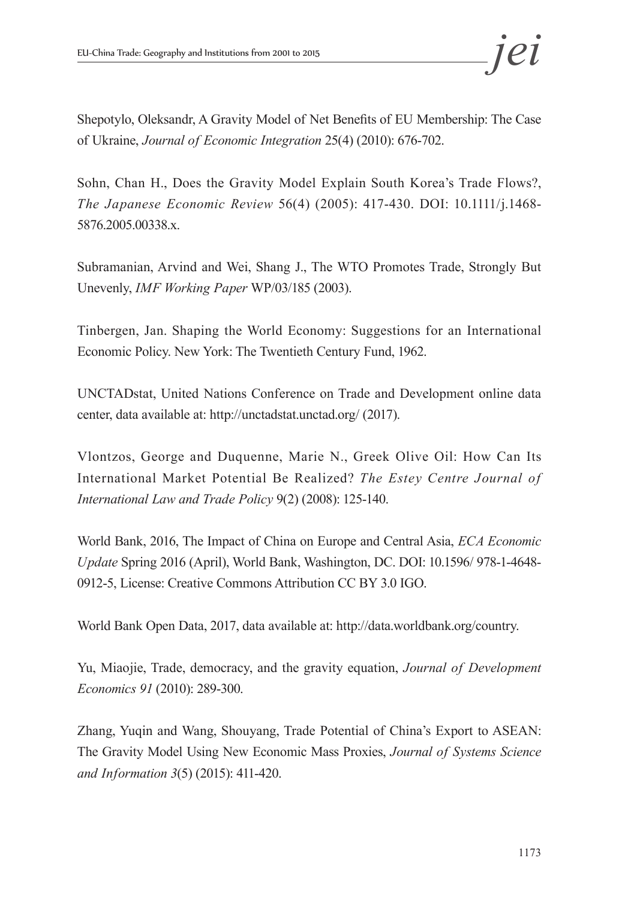Shepotylo, Oleksandr, A Gravity Model of Net Benefits of EU Membership: The Case of Ukraine, *Journal of Economic Integration* 25(4) (2010): 676-702.

Sohn, Chan H., Does the Gravity Model Explain South Korea's Trade Flows?, *The Japanese Economic Review* 56(4) (2005): 417-430. DOI: 10.1111/j.1468-5876.2005.00338.x.

Subramanian, Arvind and Wei, Shang J., The WTO Promotes Trade, Strongly But Unevenly, *IMF Working Paper* WP/03/185 (2003).

Tinbergen, Jan. Shaping the World Economy: Suggestions for an International Economic Policy. New York: The Twentieth Century Fund, 1962.

UNCTADstat, United Nations Conference on Trade and Development online data center, data available at: http://unctadstat.unctad.org/ (2017).

Vlontzos, George and Duquenne, Marie N., Greek Olive Oil: How Can Its International Market Potential Be Realized? *The Estey Centre Journal of International Law and Trade Policy* 9(2) (2008): 125-140.

World Bank, 2016, The Impact of China on Europe and Central Asia, *ECA Economic Update* Spring 2016 (April), World Bank, Washington, DC. DOI: 10.1596/ 978-1-4648-0912-5, License: Creative Commons Attribution CC BY 3.0 IGO.

World Bank Open Data, 2017, data available at: http://data.worldbank.org/country.

Yu, Miaojie, Trade, democracy, and the gravity equation, *Journal of Development Economics 91* (2010): 289-300.

Zhang, Yuqin and Wang, Shouyang, Trade Potential of China's Export to ASEAN: The Gravity Model Using New Economic Mass Proxies, *Journal of Systems Science and Information 3*(5) (2015): 411-420.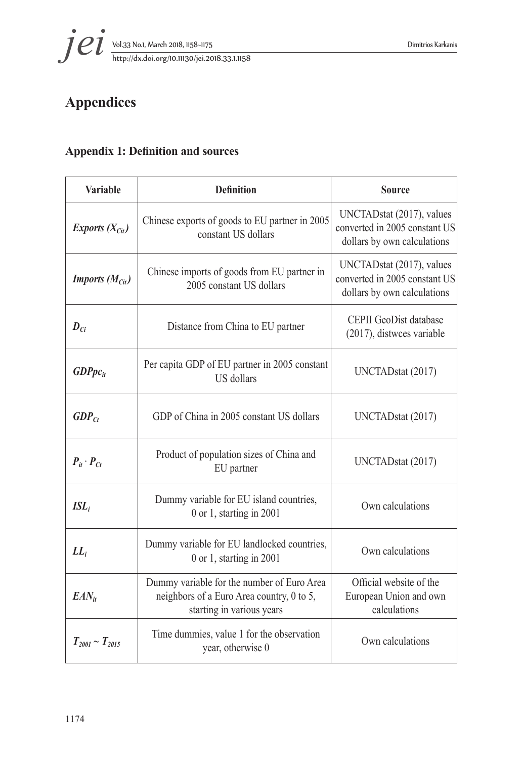# Appendices

## Appendix 1: Definition and sources

| Variable | Definition | Source |
|---|---|---|
| ***Exports*** $(X_{Cit})$ | Chinese exports of goods to EU partner in 2005 constant US dollars | UNCTADstat (2017), values converted in 2005 constant US dollars by own calculations |
| ***Imports*** $(M_{Cit})$ | Chinese imports of goods from EU partner in 2005 constant US dollars | UNCTADstat (2017), values converted in 2005 constant US dollars by own calculations |
| $D_{Ci}$ | Distance from China to EU partner | CEPII GeoDist database (2017), distwces variable |
| $GDPpc_{it}$ | Per capita GDP of EU partner in 2005 constant US dollars | UNCTADstat (2017) |
| $GDP_{Ct}$ | GDP of China in 2005 constant US dollars | UNCTADstat (2017) |
| $P_{it} \cdot P_{Ct}$ | Product of population sizes of China and EU partner | UNCTADstat (2017) |
| $ISL_i$ | Dummy variable for EU island countries, 0 or 1, starting in 2001 | Own calculations |
| $LL_i$ | Dummy variable for EU landlocked countries, 0 or 1, starting in 2001 | Own calculations |
| $EAN_{it}$ | Dummy variable for the number of Euro Area neighbors of a Euro Area country, 0 to 5, starting in various years | Official website of the European Union and own calculations |
| $T_{2001} \sim T_{2015}$ | Time dummies, value 1 for the observation year, otherwise 0 | Own calculations |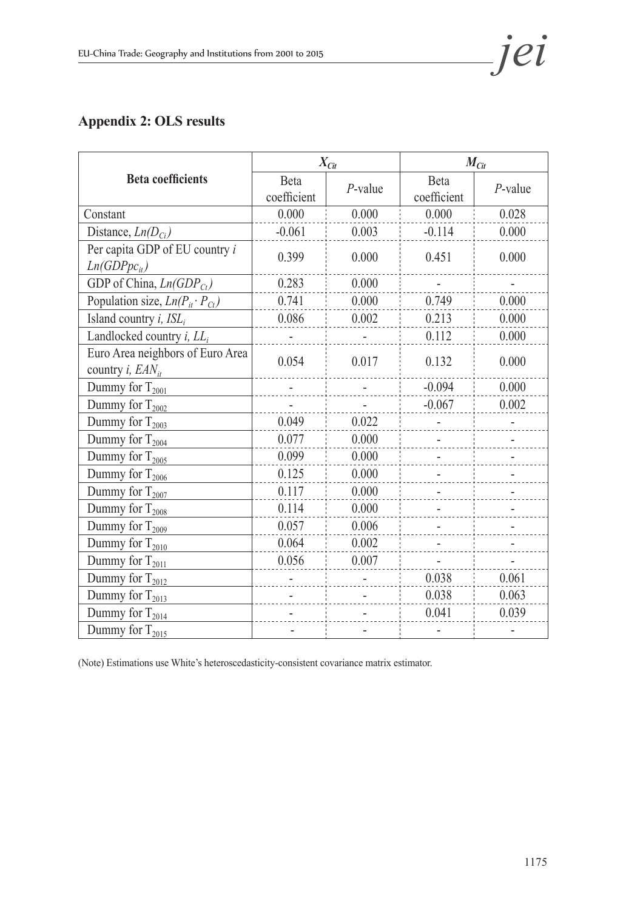## Appendix 2: OLS results

| Beta coefficients | $X_{Cit}$ | | $M_{Cit}$ | |
|---|---|---|---|---|
| | Beta coefficient | $P$-value | Beta coefficient | $P$-value |
| Constant | 0.000 | 0.000 | 0.000 | 0.028 |
| Distance, $Ln(D_{Ci})$ | -0.061 | 0.003 | -0.114 | 0.000 |
| Per capita GDP of EU country $i$ $Ln(GDPpc_{it})$ | 0.399 | 0.000 | 0.451 | 0.000 |
| GDP of China, $Ln(GDP_{Ct})$ | 0.283 | 0.000 | - | - |
| Population size, $Ln(P_{it} \cdot P_{Ct})$ | 0.741 | 0.000 | 0.749 | 0.000 |
| Island country $i$, $ISL_i$ | 0.086 | 0.002 | 0.213 | 0.000 |
| Landlocked country $i$, $LL_i$ | - | - | 0.112 | 0.000 |
| Euro Area neighbors of Euro Area country $i$, $EAN_{it}$ | 0.054 | 0.017 | 0.132 | 0.000 |
| Dummy for $T_{2001}$ | - | - | -0.094 | 0.000 |
| Dummy for $T_{2002}$ | - | - | -0.067 | 0.002 |
| Dummy for $T_{2003}$ | 0.049 | 0.022 | - | - |
| Dummy for $T_{2004}$ | 0.077 | 0.000 | - | - |
| Dummy for $T_{2005}$ | 0.099 | 0.000 | - | - |
| Dummy for $T_{2006}$ | 0.125 | 0.000 | - | - |
| Dummy for $T_{2007}$ | 0.117 | 0.000 | - | - |
| Dummy for $T_{2008}$ | 0.114 | 0.000 | - | - |
| Dummy for $T_{2009}$ | 0.057 | 0.006 | - | - |
| Dummy for $T_{2010}$ | 0.064 | 0.002 | - | - |
| Dummy for $T_{2011}$ | 0.056 | 0.007 | - | - |
| Dummy for $T_{2012}$ | - | - | 0.038 | 0.061 |
| Dummy for $T_{2013}$ | - | - | 0.038 | 0.063 |
| Dummy for $T_{2014}$ | - | - | 0.041 | 0.039 |
| Dummy for $T_{2015}$ | - | - | - | - |

(Note) Estimations use White's heteroscedasticity-consistent covariance matrix estimator.